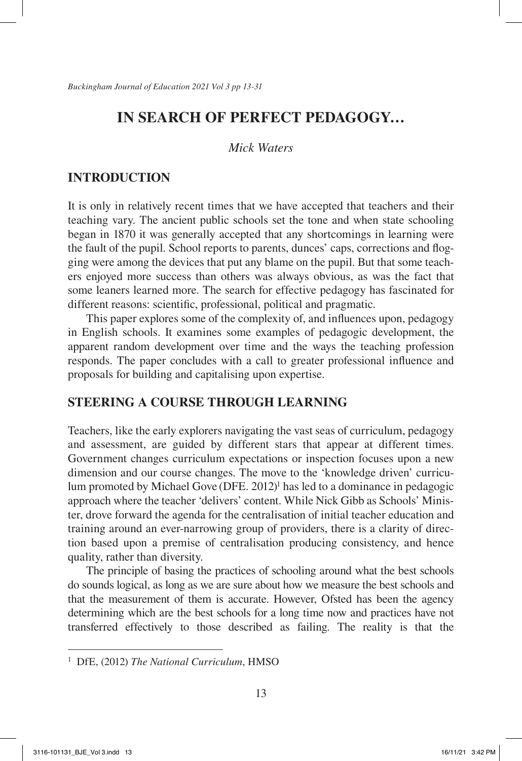# IN SEARCH OF PERFECT PEDAGOGY…

*Mick Waters*

## INTRODUCTION

It is only in relatively recent times that we have accepted that teachers and their teaching vary. The ancient public schools set the tone and when state schooling began in 1870 it was generally accepted that any shortcomings in learning were the fault of the pupil. School reports to parents, dunces' caps, corrections and flogging were among the devices that put any blame on the pupil. But that some teachers enjoyed more success than others was always obvious, as was the fact that some leaners learned more. The search for effective pedagogy has fascinated for different reasons: scientific, professional, political and pragmatic.

This paper explores some of the complexity of, and influences upon, pedagogy in English schools. It examines some examples of pedagogic development, the apparent random development over time and the ways the teaching profession responds. The paper concludes with a call to greater professional influence and proposals for building and capitalising upon expertise.

## STEERING A COURSE THROUGH LEARNING

Teachers, like the early explorers navigating the vast seas of curriculum, pedagogy and assessment, are guided by different stars that appear at different times. Government changes curriculum expectations or inspection focuses upon a new dimension and our course changes. The move to the 'knowledge driven' curriculum promoted by Michael Gove (DFE. 2012)[1] has led to a dominance in pedagogic approach where the teacher 'delivers' content. While Nick Gibb as Schools' Minister, drove forward the agenda for the centralisation of initial teacher education and training around an ever-narrowing group of providers, there is a clarity of direction based upon a premise of centralisation producing consistency, and hence quality, rather than diversity.

The principle of basing the practices of schooling around what the best schools do sounds logical, as long as we are sure about how we measure the best schools and that the measurement of them is accurate. However, Ofsted has been the agency determining which are the best schools for a long time now and practices have not transferred effectively to those described as failing. The reality is that the

---

[1] DfE, (2012) *The National Curriculum*, HMSO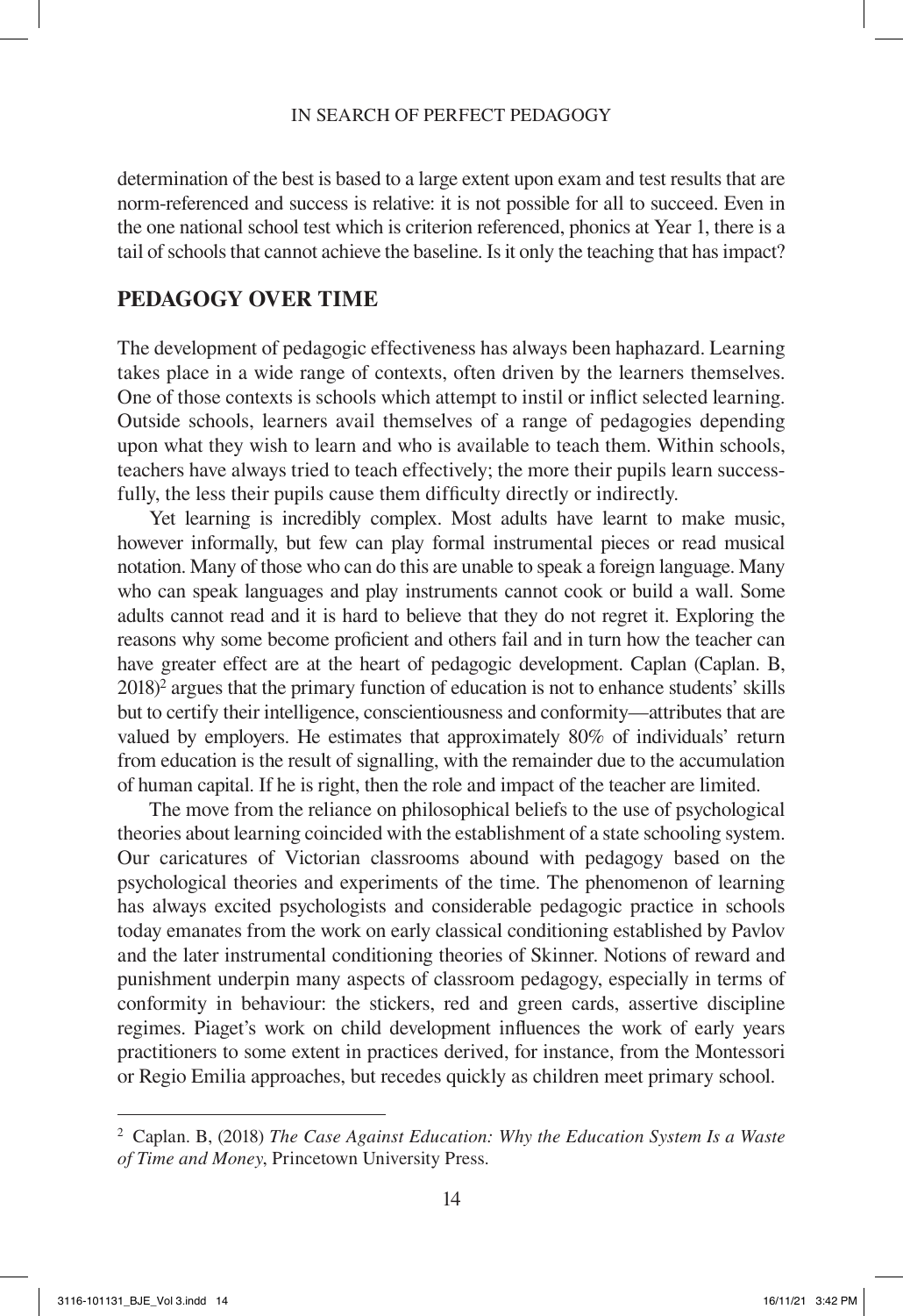determination of the best is based to a large extent upon exam and test results that are norm-referenced and success is relative: it is not possible for all to succeed. Even in the one national school test which is criterion referenced, phonics at Year 1, there is a tail of schools that cannot achieve the baseline. Is it only the teaching that has impact?

## PEDAGOGY OVER TIME

The development of pedagogic effectiveness has always been haphazard. Learning takes place in a wide range of contexts, often driven by the learners themselves. One of those contexts is schools which attempt to instil or inflict selected learning. Outside schools, learners avail themselves of a range of pedagogies depending upon what they wish to learn and who is available to teach them. Within schools, teachers have always tried to teach effectively; the more their pupils learn successfully, the less their pupils cause them difficulty directly or indirectly.

Yet learning is incredibly complex. Most adults have learnt to make music, however informally, but few can play formal instrumental pieces or read musical notation. Many of those who can do this are unable to speak a foreign language. Many who can speak languages and play instruments cannot cook or build a wall. Some adults cannot read and it is hard to believe that they do not regret it. Exploring the reasons why some become proficient and others fail and in turn how the teacher can have greater effect are at the heart of pedagogic development. Caplan (Caplan. B, 2018)[2] argues that the primary function of education is not to enhance students' skills but to certify their intelligence, conscientiousness and conformity—attributes that are valued by employers. He estimates that approximately 80% of individuals' return from education is the result of signalling, with the remainder due to the accumulation of human capital. If he is right, then the role and impact of the teacher are limited.

The move from the reliance on philosophical beliefs to the use of psychological theories about learning coincided with the establishment of a state schooling system. Our caricatures of Victorian classrooms abound with pedagogy based on the psychological theories and experiments of the time. The phenomenon of learning has always excited psychologists and considerable pedagogic practice in schools today emanates from the work on early classical conditioning established by Pavlov and the later instrumental conditioning theories of Skinner. Notions of reward and punishment underpin many aspects of classroom pedagogy, especially in terms of conformity in behaviour: the stickers, red and green cards, assertive discipline regimes. Piaget's work on child development influences the work of early years practitioners to some extent in practices derived, for instance, from the Montessori or Regio Emilia approaches, but recedes quickly as children meet primary school.

---

[2] Caplan. B, (2018) *The Case Against Education: Why the Education System Is a Waste of Time and Money*, Princetown University Press.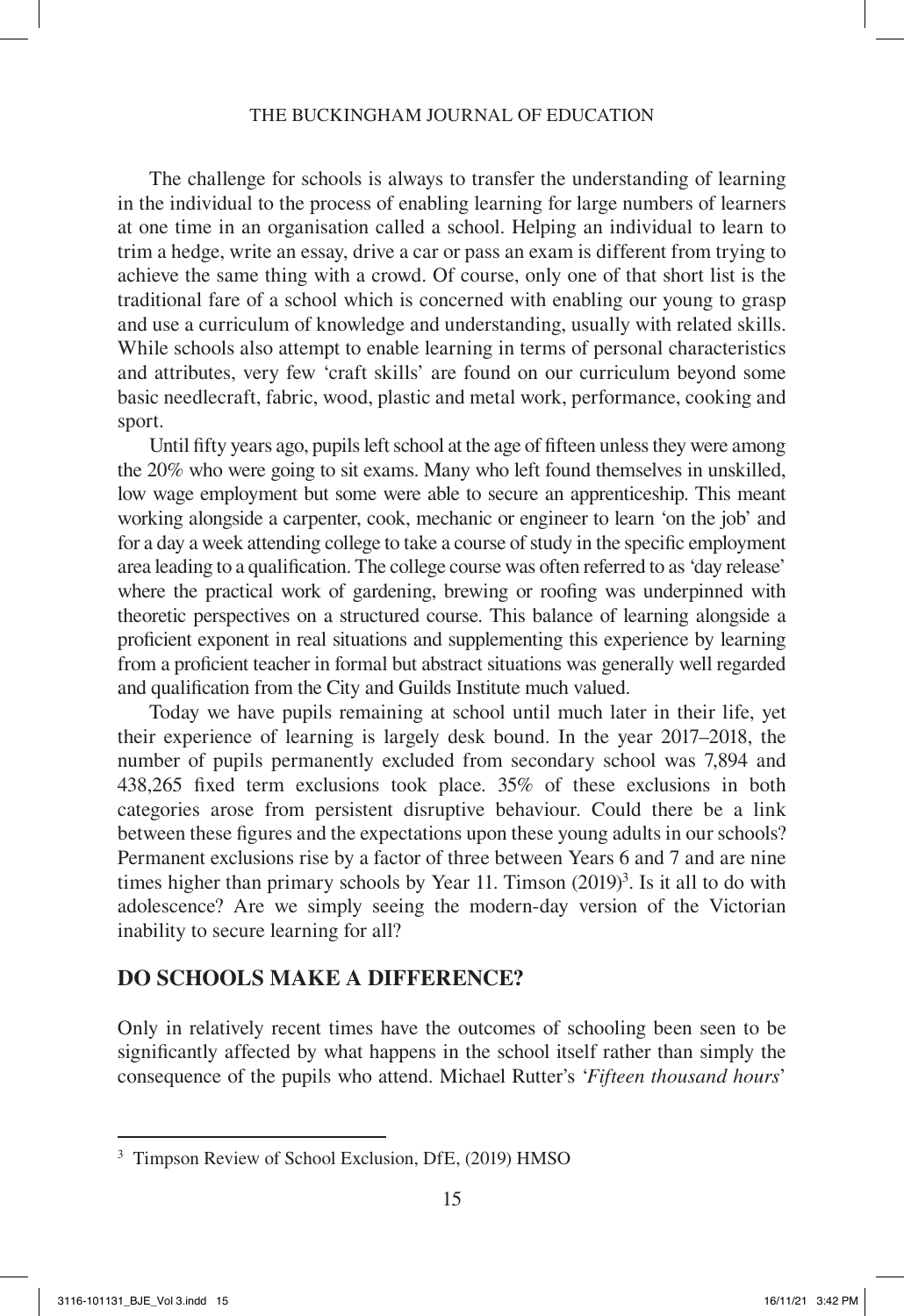The challenge for schools is always to transfer the understanding of learning in the individual to the process of enabling learning for large numbers of learners at one time in an organisation called a school. Helping an individual to learn to trim a hedge, write an essay, drive a car or pass an exam is different from trying to achieve the same thing with a crowd. Of course, only one of that short list is the traditional fare of a school which is concerned with enabling our young to grasp and use a curriculum of knowledge and understanding, usually with related skills. While schools also attempt to enable learning in terms of personal characteristics and attributes, very few 'craft skills' are found on our curriculum beyond some basic needlecraft, fabric, wood, plastic and metal work, performance, cooking and sport.

Until fifty years ago, pupils left school at the age of fifteen unless they were among the 20% who were going to sit exams. Many who left found themselves in unskilled, low wage employment but some were able to secure an apprenticeship. This meant working alongside a carpenter, cook, mechanic or engineer to learn 'on the job' and for a day a week attending college to take a course of study in the specific employment area leading to a qualification. The college course was often referred to as 'day release' where the practical work of gardening, brewing or roofing was underpinned with theoretic perspectives on a structured course. This balance of learning alongside a proficient exponent in real situations and supplementing this experience by learning from a proficient teacher in formal but abstract situations was generally well regarded and qualification from the City and Guilds Institute much valued.

Today we have pupils remaining at school until much later in their life, yet their experience of learning is largely desk bound. In the year 2017–2018, the number of pupils permanently excluded from secondary school was 7,894 and 438,265 fixed term exclusions took place. 35% of these exclusions in both categories arose from persistent disruptive behaviour. Could there be a link between these figures and the expectations upon these young adults in our schools? Permanent exclusions rise by a factor of three between Years 6 and 7 and are nine times higher than primary schools by Year 11. Timson (2019)[3]. Is it all to do with adolescence? Are we simply seeing the modern-day version of the Victorian inability to secure learning for all?

## DO SCHOOLS MAKE A DIFFERENCE?

Only in relatively recent times have the outcomes of schooling been seen to be significantly affected by what happens in the school itself rather than simply the consequence of the pupils who attend. Michael Rutter's '*Fifteen thousand hours*'

---

[3] Timpson Review of School Exclusion, DfE, (2019) HMSO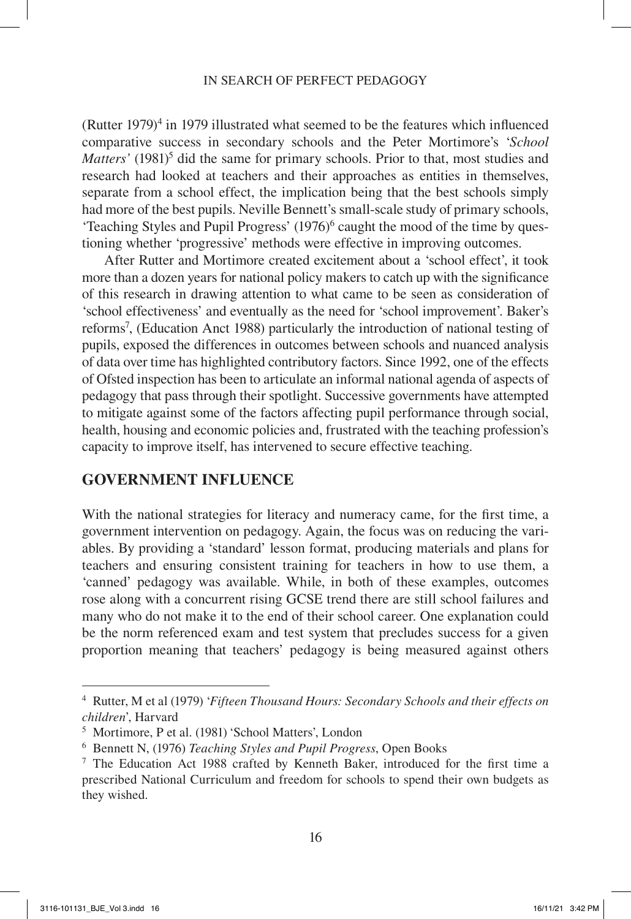(Rutter 1979)[4] in 1979 illustrated what seemed to be the features which influenced comparative success in secondary schools and the Peter Mortimore's '*School Matters*' (1981)[5] did the same for primary schools. Prior to that, most studies and research had looked at teachers and their approaches as entities in themselves, separate from a school effect, the implication being that the best schools simply had more of the best pupils. Neville Bennett's small-scale study of primary schools, 'Teaching Styles and Pupil Progress' (1976)[6] caught the mood of the time by questioning whether 'progressive' methods were effective in improving outcomes.

After Rutter and Mortimore created excitement about a 'school effect', it took more than a dozen years for national policy makers to catch up with the significance of this research in drawing attention to what came to be seen as consideration of 'school effectiveness' and eventually as the need for 'school improvement'. Baker's reforms[7], (Education Anct 1988) particularly the introduction of national testing of pupils, exposed the differences in outcomes between schools and nuanced analysis of data over time has highlighted contributory factors. Since 1992, one of the effects of Ofsted inspection has been to articulate an informal national agenda of aspects of pedagogy that pass through their spotlight. Successive governments have attempted to mitigate against some of the factors affecting pupil performance through social, health, housing and economic policies and, frustrated with the teaching profession's capacity to improve itself, has intervened to secure effective teaching.

## GOVERNMENT INFLUENCE

With the national strategies for literacy and numeracy came, for the first time, a government intervention on pedagogy. Again, the focus was on reducing the variables. By providing a 'standard' lesson format, producing materials and plans for teachers and ensuring consistent training for teachers in how to use them, a 'canned' pedagogy was available. While, in both of these examples, outcomes rose along with a concurrent rising GCSE trend there are still school failures and many who do not make it to the end of their school career. One explanation could be the norm referenced exam and test system that precludes success for a given proportion meaning that teachers' pedagogy is being measured against others

---

[4] Rutter, M et al (1979) '*Fifteen Thousand Hours: Secondary Schools and their effects on children*', Harvard

[5] Mortimore, P et al. (1981) 'School Matters', London

[6] Bennett N, (1976) *Teaching Styles and Pupil Progress*, Open Books

[7] The Education Act 1988 crafted by Kenneth Baker, introduced for the first time a prescribed National Curriculum and freedom for schools to spend their own budgets as they wished.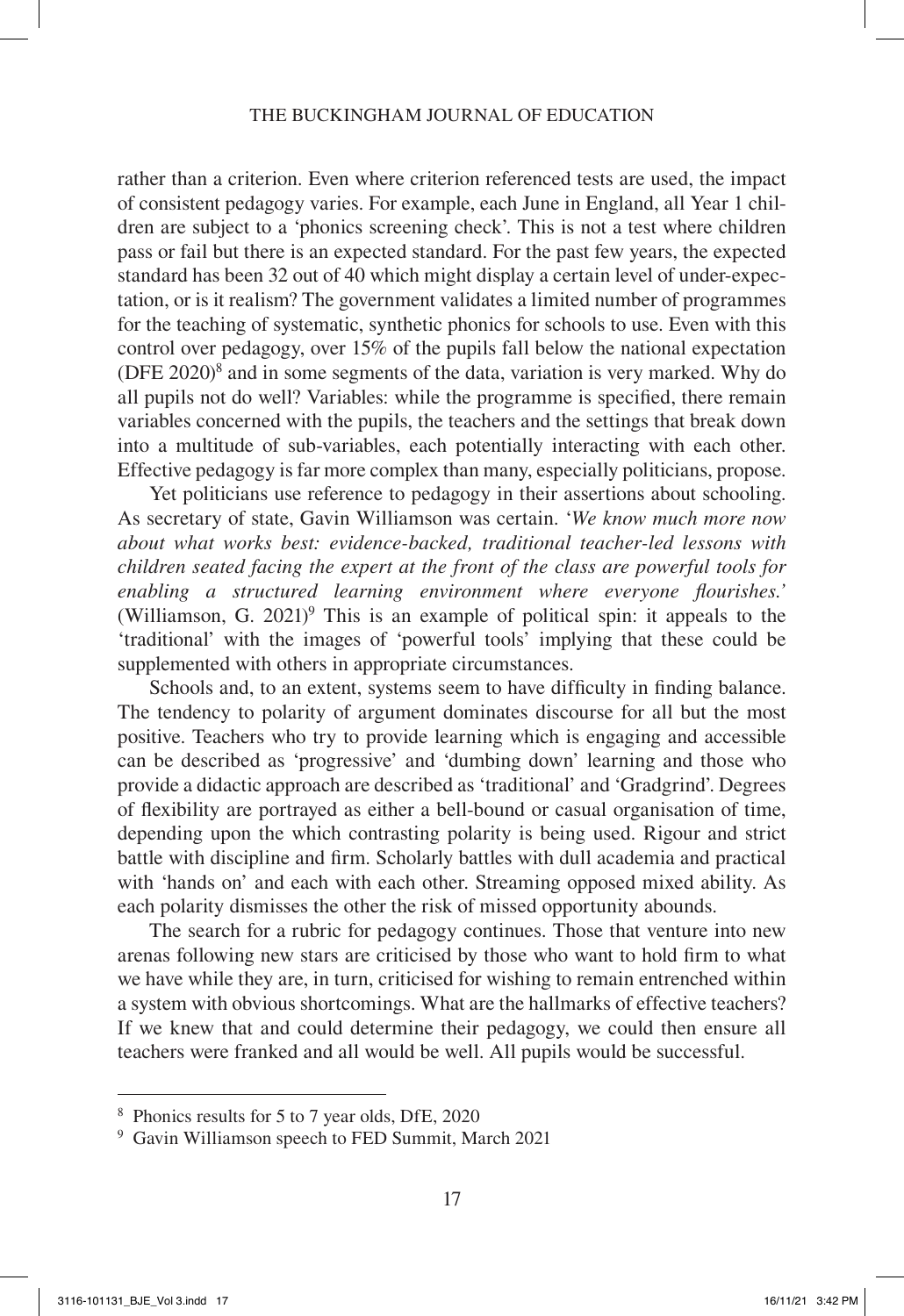rather than a criterion. Even where criterion referenced tests are used, the impact of consistent pedagogy varies. For example, each June in England, all Year 1 children are subject to a 'phonics screening check'. This is not a test where children pass or fail but there is an expected standard. For the past few years, the expected standard has been 32 out of 40 which might display a certain level of under-expectation, or is it realism? The government validates a limited number of programmes for the teaching of systematic, synthetic phonics for schools to use. Even with this control over pedagogy, over 15% of the pupils fall below the national expectation (DFE 2020)[8] and in some segments of the data, variation is very marked. Why do all pupils not do well? Variables: while the programme is specified, there remain variables concerned with the pupils, the teachers and the settings that break down into a multitude of sub-variables, each potentially interacting with each other. Effective pedagogy is far more complex than many, especially politicians, propose.

Yet politicians use reference to pedagogy in their assertions about schooling. As secretary of state, Gavin Williamson was certain. '*We know much more now about what works best: evidence-backed, traditional teacher-led lessons with children seated facing the expert at the front of the class are powerful tools for enabling a structured learning environment where everyone flourishes.*' (Williamson, G. 2021)[9] This is an example of political spin: it appeals to the 'traditional' with the images of 'powerful tools' implying that these could be supplemented with others in appropriate circumstances.

Schools and, to an extent, systems seem to have difficulty in finding balance. The tendency to polarity of argument dominates discourse for all but the most positive. Teachers who try to provide learning which is engaging and accessible can be described as 'progressive' and 'dumbing down' learning and those who provide a didactic approach are described as 'traditional' and 'Gradgrind'. Degrees of flexibility are portrayed as either a bell-bound or casual organisation of time, depending upon the which contrasting polarity is being used. Rigour and strict battle with discipline and firm. Scholarly battles with dull academia and practical with 'hands on' and each with each other. Streaming opposed mixed ability. As each polarity dismisses the other the risk of missed opportunity abounds.

The search for a rubric for pedagogy continues. Those that venture into new arenas following new stars are criticised by those who want to hold firm to what we have while they are, in turn, criticised for wishing to remain entrenched within a system with obvious shortcomings. What are the hallmarks of effective teachers? If we knew that and could determine their pedagogy, we could then ensure all teachers were franked and all would be well. All pupils would be successful.

---

[8] Phonics results for 5 to 7 year olds, DfE, 2020

[9] Gavin Williamson speech to FED Summit, March 2021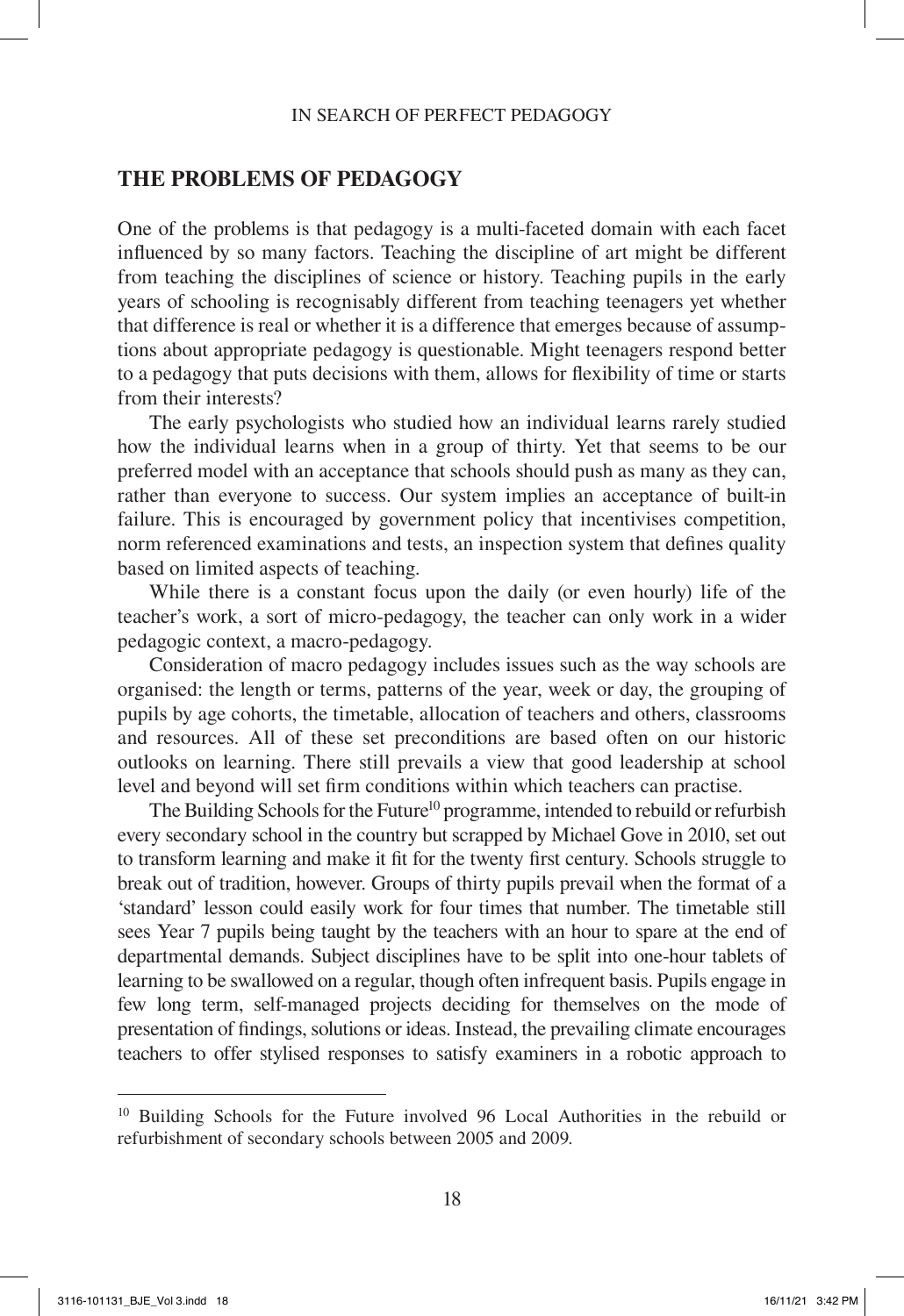## THE PROBLEMS OF PEDAGOGY

One of the problems is that pedagogy is a multi-faceted domain with each facet influenced by so many factors. Teaching the discipline of art might be different from teaching the disciplines of science or history. Teaching pupils in the early years of schooling is recognisably different from teaching teenagers yet whether that difference is real or whether it is a difference that emerges because of assumptions about appropriate pedagogy is questionable. Might teenagers respond better to a pedagogy that puts decisions with them, allows for flexibility of time or starts from their interests?

The early psychologists who studied how an individual learns rarely studied how the individual learns when in a group of thirty. Yet that seems to be our preferred model with an acceptance that schools should push as many as they can, rather than everyone to success. Our system implies an acceptance of built-in failure. This is encouraged by government policy that incentivises competition, norm referenced examinations and tests, an inspection system that defines quality based on limited aspects of teaching.

While there is a constant focus upon the daily (or even hourly) life of the teacher's work, a sort of micro-pedagogy, the teacher can only work in a wider pedagogic context, a macro-pedagogy.

Consideration of macro pedagogy includes issues such as the way schools are organised: the length or terms, patterns of the year, week or day, the grouping of pupils by age cohorts, the timetable, allocation of teachers and others, classrooms and resources. All of these set preconditions are based often on our historic outlooks on learning. There still prevails a view that good leadership at school level and beyond will set firm conditions within which teachers can practise.

The Building Schools for the Future[10] programme, intended to rebuild or refurbish every secondary school in the country but scrapped by Michael Gove in 2010, set out to transform learning and make it fit for the twenty first century. Schools struggle to break out of tradition, however. Groups of thirty pupils prevail when the format of a 'standard' lesson could easily work for four times that number. The timetable still sees Year 7 pupils being taught by the teachers with an hour to spare at the end of departmental demands. Subject disciplines have to be split into one-hour tablets of learning to be swallowed on a regular, though often infrequent basis. Pupils engage in few long term, self-managed projects deciding for themselves on the mode of presentation of findings, solutions or ideas. Instead, the prevailing climate encourages teachers to offer stylised responses to satisfy examiners in a robotic approach to

---

[10] Building Schools for the Future involved 96 Local Authorities in the rebuild or refurbishment of secondary schools between 2005 and 2009.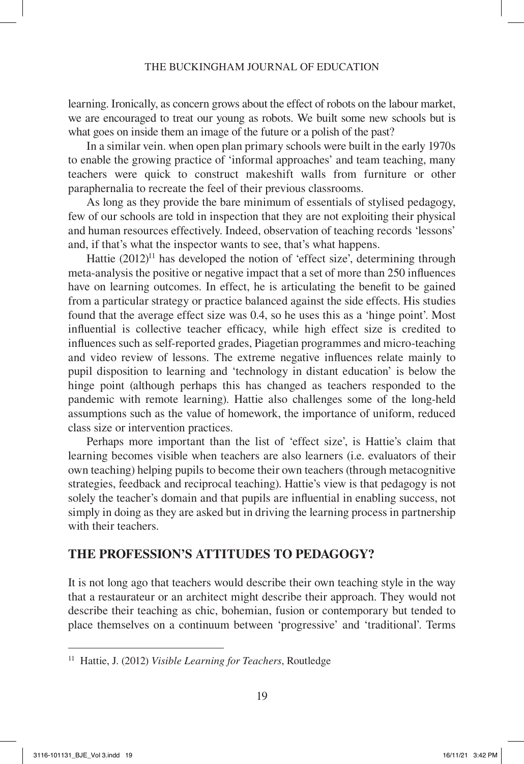learning. Ironically, as concern grows about the effect of robots on the labour market, we are encouraged to treat our young as robots. We built some new schools but is what goes on inside them an image of the future or a polish of the past?

In a similar vein. when open plan primary schools were built in the early 1970s to enable the growing practice of 'informal approaches' and team teaching, many teachers were quick to construct makeshift walls from furniture or other paraphernalia to recreate the feel of their previous classrooms.

As long as they provide the bare minimum of essentials of stylised pedagogy, few of our schools are told in inspection that they are not exploiting their physical and human resources effectively. Indeed, observation of teaching records 'lessons' and, if that's what the inspector wants to see, that's what happens.

Hattie (2012)[11] has developed the notion of 'effect size', determining through meta-analysis the positive or negative impact that a set of more than 250 influences have on learning outcomes. In effect, he is articulating the benefit to be gained from a particular strategy or practice balanced against the side effects. His studies found that the average effect size was 0.4, so he uses this as a 'hinge point'. Most influential is collective teacher efficacy, while high effect size is credited to influences such as self-reported grades, Piagetian programmes and micro-teaching and video review of lessons. The extreme negative influences relate mainly to pupil disposition to learning and 'technology in distant education' is below the hinge point (although perhaps this has changed as teachers responded to the pandemic with remote learning). Hattie also challenges some of the long-held assumptions such as the value of homework, the importance of uniform, reduced class size or intervention practices.

Perhaps more important than the list of 'effect size', is Hattie's claim that learning becomes visible when teachers are also learners (i.e. evaluators of their own teaching) helping pupils to become their own teachers (through metacognitive strategies, feedback and reciprocal teaching). Hattie's view is that pedagogy is not solely the teacher's domain and that pupils are influential in enabling success, not simply in doing as they are asked but in driving the learning process in partnership with their teachers.

## THE PROFESSION'S ATTITUDES TO PEDAGOGY?

It is not long ago that teachers would describe their own teaching style in the way that a restaurateur or an architect might describe their approach. They would not describe their teaching as chic, bohemian, fusion or contemporary but tended to place themselves on a continuum between 'progressive' and 'traditional'. Terms

---

[11] Hattie, J. (2012) *Visible Learning for Teachers*, Routledge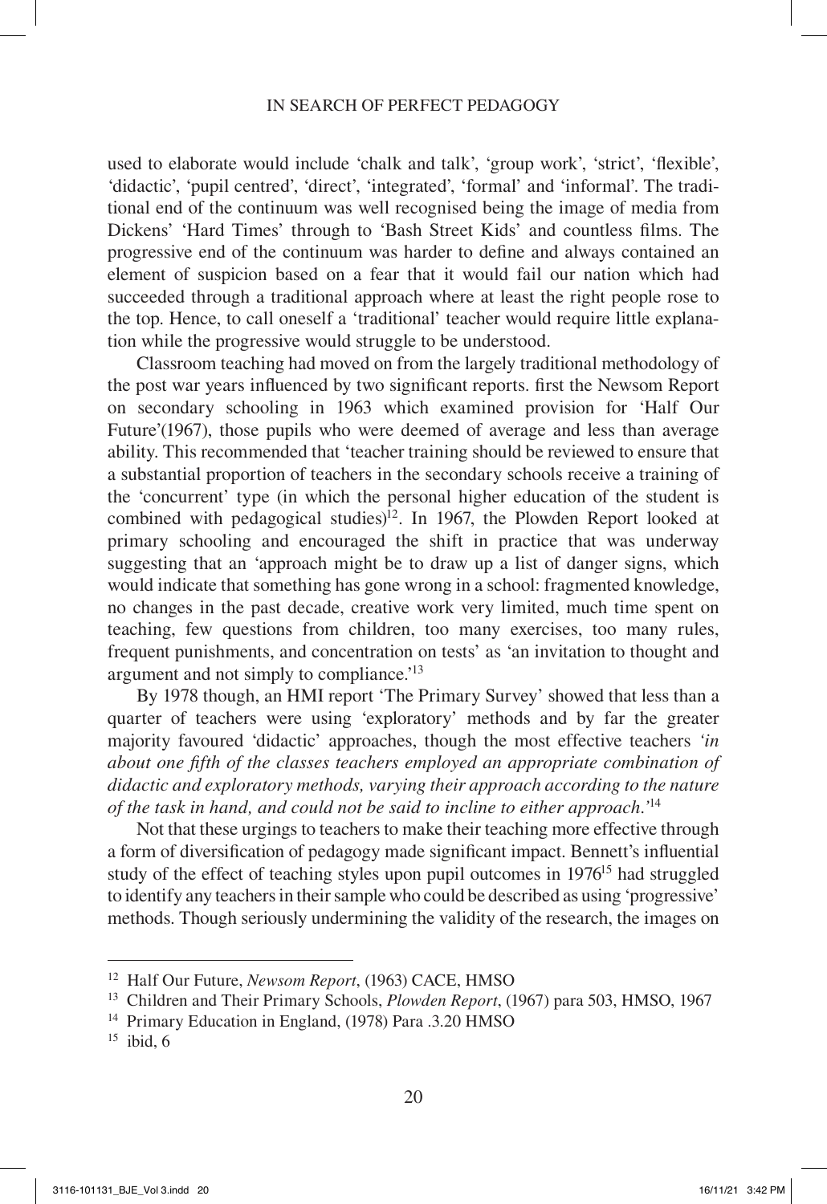used to elaborate would include 'chalk and talk', 'group work', 'strict', 'flexible', 'didactic', 'pupil centred', 'direct', 'integrated', 'formal' and 'informal'. The traditional end of the continuum was well recognised being the image of media from Dickens' 'Hard Times' through to 'Bash Street Kids' and countless films. The progressive end of the continuum was harder to define and always contained an element of suspicion based on a fear that it would fail our nation which had succeeded through a traditional approach where at least the right people rose to the top. Hence, to call oneself a 'traditional' teacher would require little explanation while the progressive would struggle to be understood.

Classroom teaching had moved on from the largely traditional methodology of the post war years influenced by two significant reports. first the Newsom Report on secondary schooling in 1963 which examined provision for 'Half Our Future'(1967), those pupils who were deemed of average and less than average ability. This recommended that 'teacher training should be reviewed to ensure that a substantial proportion of teachers in the secondary schools receive a training of the 'concurrent' type (in which the personal higher education of the student is combined with pedagogical studies)[12]. In 1967, the Plowden Report looked at primary schooling and encouraged the shift in practice that was underway suggesting that an 'approach might be to draw up a list of danger signs, which would indicate that something has gone wrong in a school: fragmented knowledge, no changes in the past decade, creative work very limited, much time spent on teaching, few questions from children, too many exercises, too many rules, frequent punishments, and concentration on tests' as 'an invitation to thought and argument and not simply to compliance.'[13]

By 1978 though, an HMI report 'The Primary Survey' showed that less than a quarter of teachers were using 'exploratory' methods and by far the greater majority favoured 'didactic' approaches, though the most effective teachers *'in about one fifth of the classes teachers employed an appropriate combination of didactic and exploratory methods, varying their approach according to the nature of the task in hand, and could not be said to incline to either approach.'*[14]

Not that these urgings to teachers to make their teaching more effective through a form of diversification of pedagogy made significant impact. Bennett's influential study of the effect of teaching styles upon pupil outcomes in 1976[15] had struggled to identify any teachers in their sample who could be described as using 'progressive' methods. Though seriously undermining the validity of the research, the images on

---

[12] Half Our Future, *Newsom Report*, (1963) CACE, HMSO

[13] Children and Their Primary Schools, *Plowden Report*, (1967) para 503, HMSO, 1967

[14] Primary Education in England, (1978) Para .3.20 HMSO

[15] ibid, 6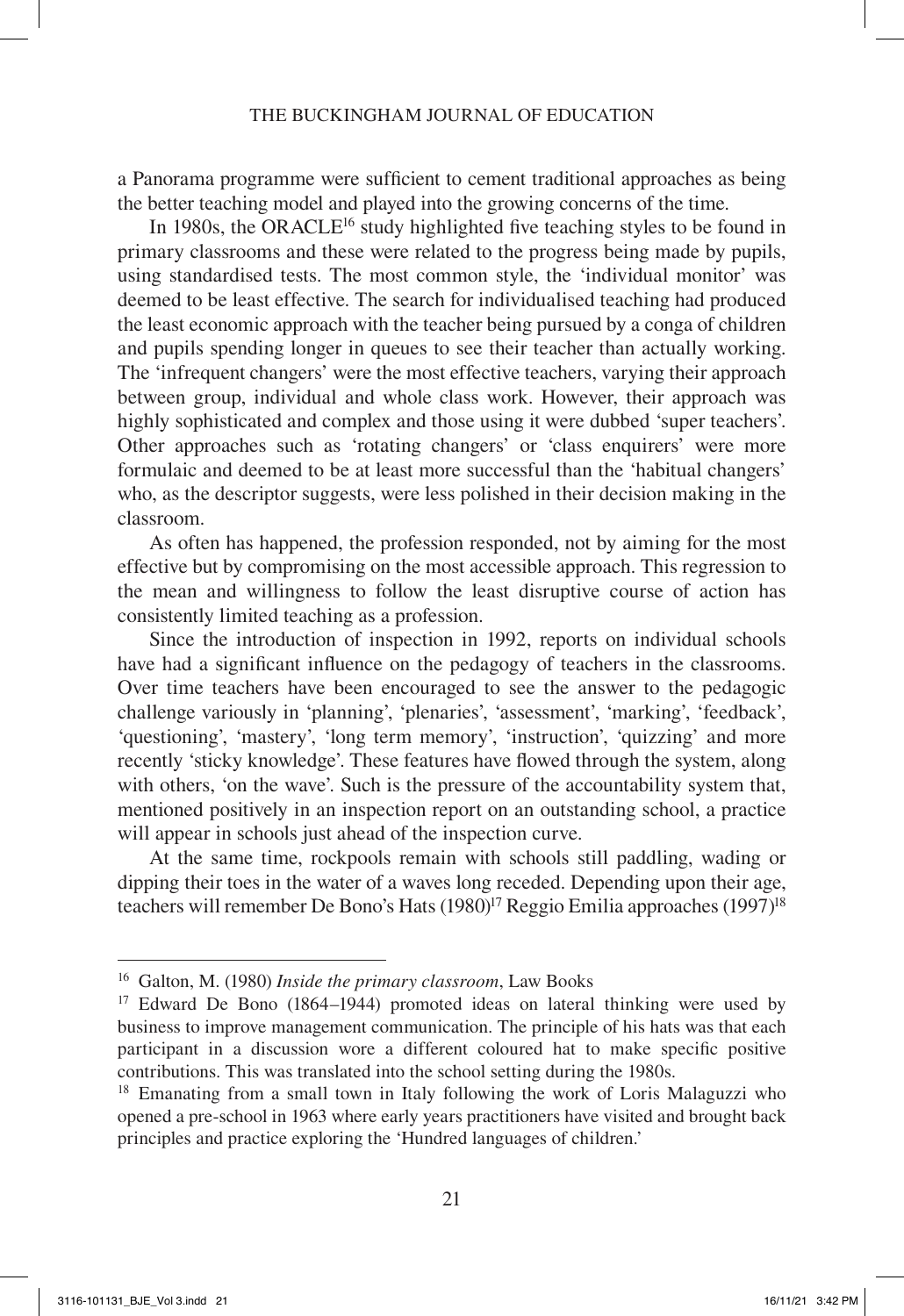a Panorama programme were sufficient to cement traditional approaches as being the better teaching model and played into the growing concerns of the time.

In 1980s, the ORACLE[16] study highlighted five teaching styles to be found in primary classrooms and these were related to the progress being made by pupils, using standardised tests. The most common style, the 'individual monitor' was deemed to be least effective. The search for individualised teaching had produced the least economic approach with the teacher being pursued by a conga of children and pupils spending longer in queues to see their teacher than actually working. The 'infrequent changers' were the most effective teachers, varying their approach between group, individual and whole class work. However, their approach was highly sophisticated and complex and those using it were dubbed 'super teachers'. Other approaches such as 'rotating changers' or 'class enquirers' were more formulaic and deemed to be at least more successful than the 'habitual changers' who, as the descriptor suggests, were less polished in their decision making in the classroom.

As often has happened, the profession responded, not by aiming for the most effective but by compromising on the most accessible approach. This regression to the mean and willingness to follow the least disruptive course of action has consistently limited teaching as a profession.

Since the introduction of inspection in 1992, reports on individual schools have had a significant influence on the pedagogy of teachers in the classrooms. Over time teachers have been encouraged to see the answer to the pedagogic challenge variously in 'planning', 'plenaries', 'assessment', 'marking', 'feedback', 'questioning', 'mastery', 'long term memory', 'instruction', 'quizzing' and more recently 'sticky knowledge'. These features have flowed through the system, along with others, 'on the wave'. Such is the pressure of the accountability system that, mentioned positively in an inspection report on an outstanding school, a practice will appear in schools just ahead of the inspection curve.

At the same time, rockpools remain with schools still paddling, wading or dipping their toes in the water of a waves long receded. Depending upon their age, teachers will remember De Bono's Hats (1980)[17] Reggio Emilia approaches (1997)[18]

---

[16] Galton, M. (1980) *Inside the primary classroom*, Law Books

[17] Edward De Bono (1864–1944) promoted ideas on lateral thinking were used by business to improve management communication. The principle of his hats was that each participant in a discussion wore a different coloured hat to make specific positive contributions. This was translated into the school setting during the 1980s.

[18] Emanating from a small town in Italy following the work of Loris Malaguzzi who opened a pre-school in 1963 where early years practitioners have visited and brought back principles and practice exploring the 'Hundred languages of children.'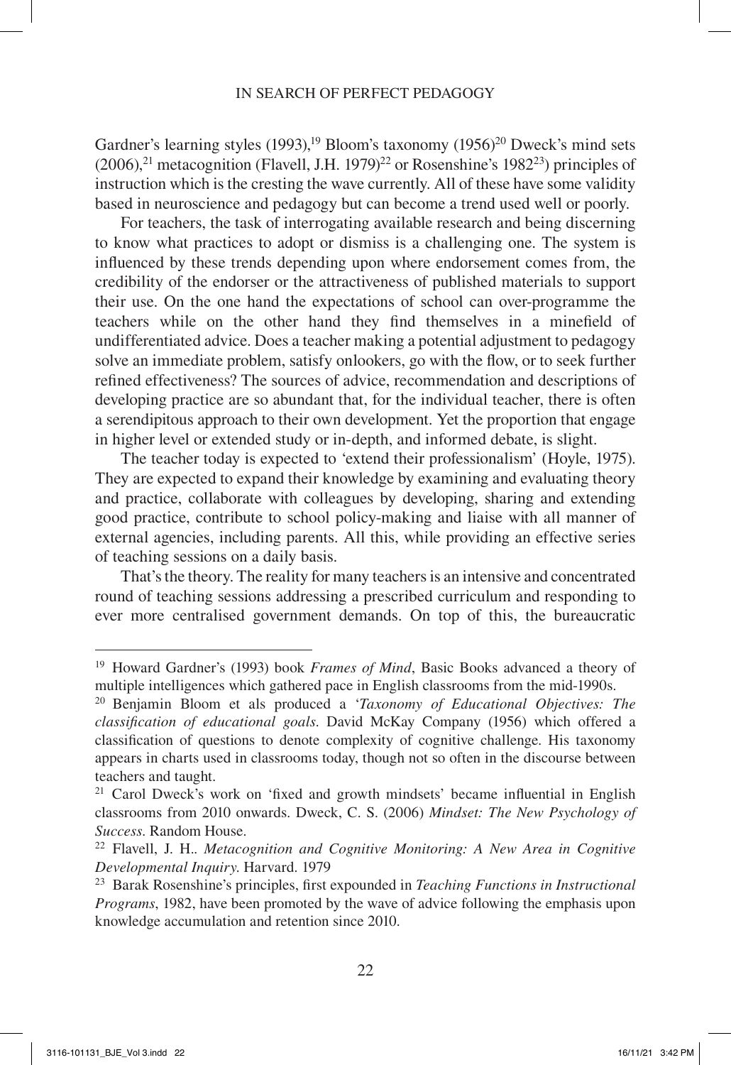Gardner's learning styles (1993),[19] Bloom's taxonomy (1956)[20] Dweck's mind sets (2006),[21] metacognition (Flavell, J.H. 1979)[22] or Rosenshine's 1982[23]) principles of instruction which is the cresting the wave currently. All of these have some validity based in neuroscience and pedagogy but can become a trend used well or poorly.

For teachers, the task of interrogating available research and being discerning to know what practices to adopt or dismiss is a challenging one. The system is influenced by these trends depending upon where endorsement comes from, the credibility of the endorser or the attractiveness of published materials to support their use. On the one hand the expectations of school can over-programme the teachers while on the other hand they find themselves in a minefield of undifferentiated advice. Does a teacher making a potential adjustment to pedagogy solve an immediate problem, satisfy onlookers, go with the flow, or to seek further refined effectiveness? The sources of advice, recommendation and descriptions of developing practice are so abundant that, for the individual teacher, there is often a serendipitous approach to their own development. Yet the proportion that engage in higher level or extended study or in-depth, and informed debate, is slight.

The teacher today is expected to 'extend their professionalism' (Hoyle, 1975). They are expected to expand their knowledge by examining and evaluating theory and practice, collaborate with colleagues by developing, sharing and extending good practice, contribute to school policy-making and liaise with all manner of external agencies, including parents. All this, while providing an effective series of teaching sessions on a daily basis.

That's the theory. The reality for many teachers is an intensive and concentrated round of teaching sessions addressing a prescribed curriculum and responding to ever more centralised government demands. On top of this, the bureaucratic

---

[19] Howard Gardner's (1993) book *Frames of Mind*, Basic Books advanced a theory of multiple intelligences which gathered pace in English classrooms from the mid-1990s.

[20] Benjamin Bloom et als produced a '*Taxonomy of Educational Objectives: The classification of educational goals.* David McKay Company (1956) which offered a classification of questions to denote complexity of cognitive challenge. His taxonomy appears in charts used in classrooms today, though not so often in the discourse between teachers and taught.

[21] Carol Dweck's work on 'fixed and growth mindsets' became influential in English classrooms from 2010 onwards. Dweck, C. S. (2006) *Mindset: The New Psychology of Success.* Random House.

[22] Flavell, J. H.. *Metacognition and Cognitive Monitoring: A New Area in Cognitive Developmental Inquiry.* Harvard. 1979

[23] Barak Rosenshine's principles, first expounded in *Teaching Functions in Instructional Programs*, 1982, have been promoted by the wave of advice following the emphasis upon knowledge accumulation and retention since 2010.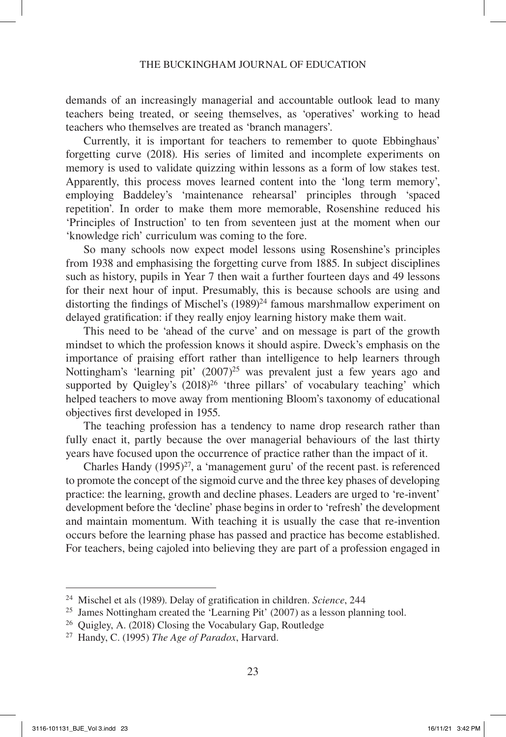demands of an increasingly managerial and accountable outlook lead to many teachers being treated, or seeing themselves, as 'operatives' working to head teachers who themselves are treated as 'branch managers'.

Currently, it is important for teachers to remember to quote Ebbinghaus' forgetting curve (2018). His series of limited and incomplete experiments on memory is used to validate quizzing within lessons as a form of low stakes test. Apparently, this process moves learned content into the 'long term memory', employing Baddeley's 'maintenance rehearsal' principles through 'spaced repetition'. In order to make them more memorable, Rosenshine reduced his 'Principles of Instruction' to ten from seventeen just at the moment when our 'knowledge rich' curriculum was coming to the fore.

So many schools now expect model lessons using Rosenshine's principles from 1938 and emphasising the forgetting curve from 1885. In subject disciplines such as history, pupils in Year 7 then wait a further fourteen days and 49 lessons for their next hour of input. Presumably, this is because schools are using and distorting the findings of Mischel's (1989)[24] famous marshmallow experiment on delayed gratification: if they really enjoy learning history make them wait.

This need to be 'ahead of the curve' and on message is part of the growth mindset to which the profession knows it should aspire. Dweck's emphasis on the importance of praising effort rather than intelligence to help learners through Nottingham's 'learning pit' (2007)[25] was prevalent just a few years ago and supported by Quigley's (2018)[26] 'three pillars' of vocabulary teaching' which helped teachers to move away from mentioning Bloom's taxonomy of educational objectives first developed in 1955.

The teaching profession has a tendency to name drop research rather than fully enact it, partly because the over managerial behaviours of the last thirty years have focused upon the occurrence of practice rather than the impact of it.

Charles Handy (1995)[27], a 'management guru' of the recent past. is referenced to promote the concept of the sigmoid curve and the three key phases of developing practice: the learning, growth and decline phases. Leaders are urged to 're-invent' development before the 'decline' phase begins in order to 'refresh' the development and maintain momentum. With teaching it is usually the case that re-invention occurs before the learning phase has passed and practice has become established. For teachers, being cajoled into believing they are part of a profession engaged in

---

[24] Mischel et als (1989). Delay of gratification in children. *Science*, 244

[25] James Nottingham created the 'Learning Pit' (2007) as a lesson planning tool.

[26] Quigley, A. (2018) Closing the Vocabulary Gap, Routledge

[27] Handy, C. (1995) *The Age of Paradox*, Harvard.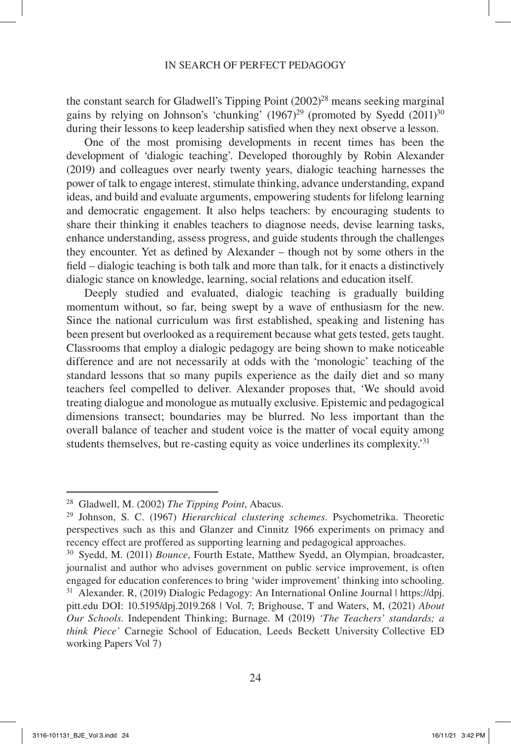the constant search for Gladwell's Tipping Point (2002)[28] means seeking marginal gains by relying on Johnson's 'chunking' (1967)[29] (promoted by Syedd (2011)[30] during their lessons to keep leadership satisfied when they next observe a lesson.

One of the most promising developments in recent times has been the development of 'dialogic teaching'. Developed thoroughly by Robin Alexander (2019) and colleagues over nearly twenty years, dialogic teaching harnesses the power of talk to engage interest, stimulate thinking, advance understanding, expand ideas, and build and evaluate arguments, empowering students for lifelong learning and democratic engagement. It also helps teachers: by encouraging students to share their thinking it enables teachers to diagnose needs, devise learning tasks, enhance understanding, assess progress, and guide students through the challenges they encounter. Yet as defined by Alexander – though not by some others in the field – dialogic teaching is both talk and more than talk, for it enacts a distinctively dialogic stance on knowledge, learning, social relations and education itself.

Deeply studied and evaluated, dialogic teaching is gradually building momentum without, so far, being swept by a wave of enthusiasm for the new. Since the national curriculum was first established, speaking and listening has been present but overlooked as a requirement because what gets tested, gets taught. Classrooms that employ a dialogic pedagogy are being shown to make noticeable difference and are not necessarily at odds with the 'monologic' teaching of the standard lessons that so many pupils experience as the daily diet and so many teachers feel compelled to deliver. Alexander proposes that, 'We should avoid treating dialogue and monologue as mutually exclusive. Epistemic and pedagogical dimensions transect; boundaries may be blurred. No less important than the overall balance of teacher and student voice is the matter of vocal equity among students themselves, but re-casting equity as voice underlines its complexity.'[31]

---

[28] Gladwell, M. (2002) *The Tipping Point*, Abacus.

[29] Johnson, S. C. (1967) *Hierarchical clustering schemes*. Psychometrika. Theoretic perspectives such as this and Glanzer and Cinnitz 1966 experiments on primacy and recency effect are proffered as supporting learning and pedagogical approaches.

[30] Syedd, M. (2011) *Bounce*, Fourth Estate, Matthew Syedd, an Olympian, broadcaster, journalist and author who advises government on public service improvement, is often engaged for education conferences to bring 'wider improvement' thinking into schooling.

[31] Alexander. R, (2019) Dialogic Pedagogy: An International Online Journal | https://dpj.pitt.edu DOI: 10.5195/dpj.2019.268 | Vol. 7; Brighouse, T and Waters, M, (2021) *About Our Schools*. Independent Thinking; Burnage. M (2019) *'The Teachers' standards; a think Piece'* Carnegie School of Education, Leeds Beckett University Collective ED working Papers Vol 7)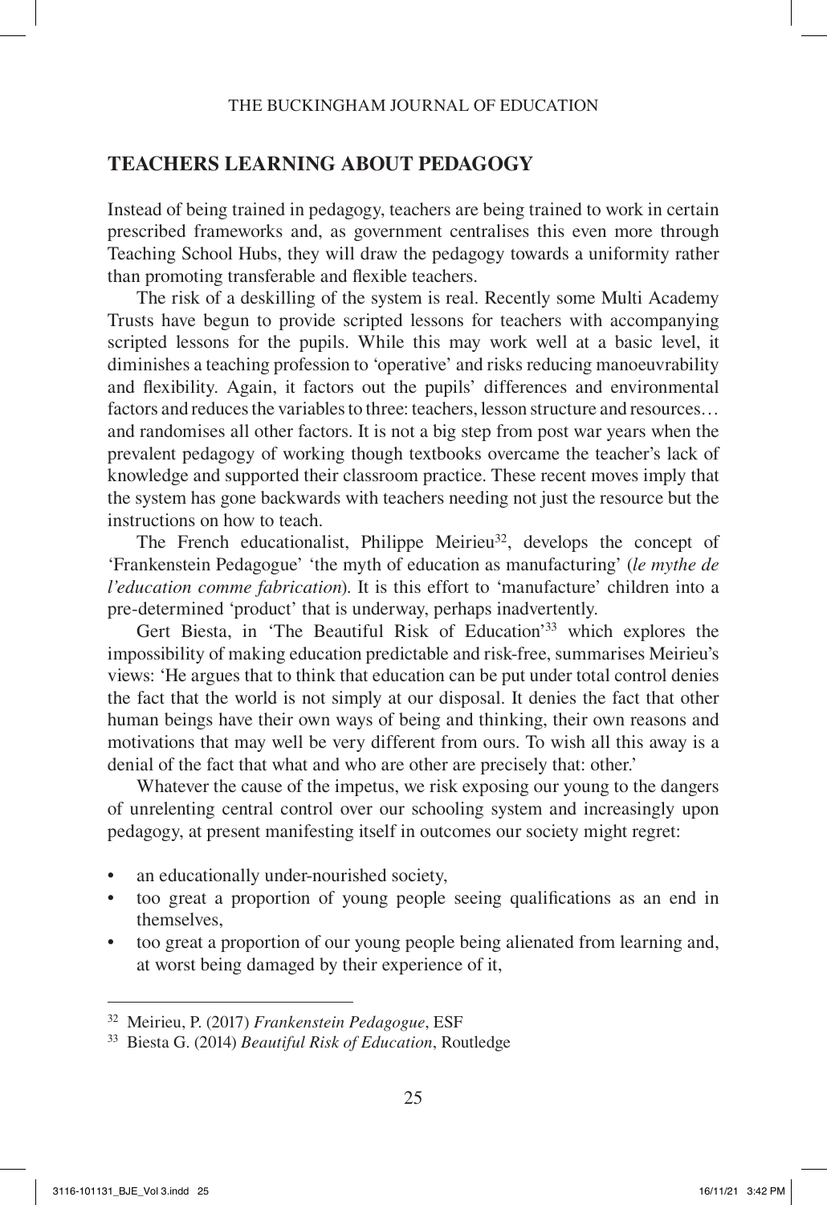## TEACHERS LEARNING ABOUT PEDAGOGY

Instead of being trained in pedagogy, teachers are being trained to work in certain prescribed frameworks and, as government centralises this even more through Teaching School Hubs, they will draw the pedagogy towards a uniformity rather than promoting transferable and flexible teachers.

The risk of a deskilling of the system is real. Recently some Multi Academy Trusts have begun to provide scripted lessons for teachers with accompanying scripted lessons for the pupils. While this may work well at a basic level, it diminishes a teaching profession to 'operative' and risks reducing manoeuvrability and flexibility. Again, it factors out the pupils' differences and environmental factors and reduces the variables to three: teachers, lesson structure and resources… and randomises all other factors. It is not a big step from post war years when the prevalent pedagogy of working though textbooks overcame the teacher's lack of knowledge and supported their classroom practice. These recent moves imply that the system has gone backwards with teachers needing not just the resource but the instructions on how to teach.

The French educationalist, Philippe Meirieu[32], develops the concept of 'Frankenstein Pedagogue' 'the myth of education as manufacturing' (*le mythe de l'education comme fabrication*). It is this effort to 'manufacture' children into a pre-determined 'product' that is underway, perhaps inadvertently.

Gert Biesta, in 'The Beautiful Risk of Education'[33] which explores the impossibility of making education predictable and risk-free, summarises Meirieu's views: 'He argues that to think that education can be put under total control denies the fact that the world is not simply at our disposal. It denies the fact that other human beings have their own ways of being and thinking, their own reasons and motivations that may well be very different from ours. To wish all this away is a denial of the fact that what and who are other are precisely that: other.'

Whatever the cause of the impetus, we risk exposing our young to the dangers of unrelenting central control over our schooling system and increasingly upon pedagogy, at present manifesting itself in outcomes our society might regret:

- an educationally under-nourished society,
- too great a proportion of young people seeing qualifications as an end in themselves,
- too great a proportion of our young people being alienated from learning and, at worst being damaged by their experience of it,

---

[32] Meirieu, P. (2017) *Frankenstein Pedagogue*, ESF

[33] Biesta G. (2014) *Beautiful Risk of Education*, Routledge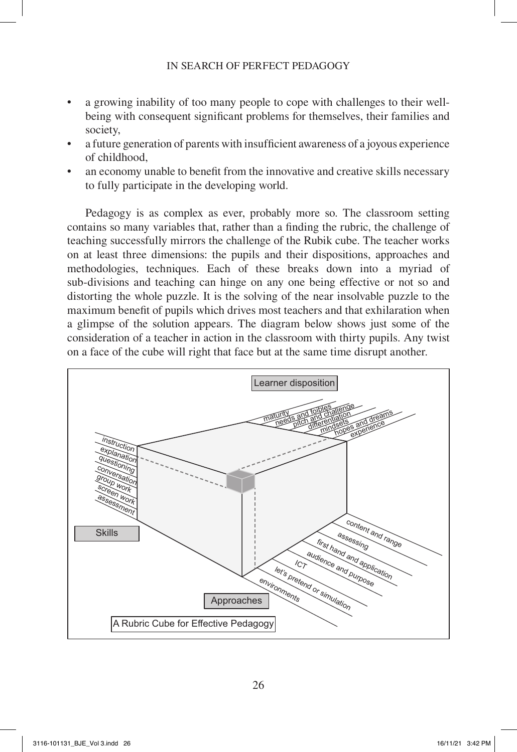- a growing inability of too many people to cope with challenges to their well-being with consequent significant problems for themselves, their families and society,
- a future generation of parents with insufficient awareness of a joyous experience of childhood,
- an economy unable to benefit from the innovative and creative skills necessary to fully participate in the developing world.

Pedagogy is as complex as ever, probably more so. The classroom setting contains so many variables that, rather than a finding the rubric, the challenge of teaching successfully mirrors the challenge of the Rubik cube. The teacher works on at least three dimensions: the pupils and their dispositions, approaches and methodologies, techniques. Each of these breaks down into a myriad of sub-divisions and teaching can hinge on any one being effective or not so and distorting the whole puzzle. It is the solving of the near insolvable puzzle to the maximum benefit of pupils which drives most teachers and that exhilaration when a glimpse of the solution appears. The diagram below shows just some of the consideration of a teacher in action in the classroom with thirty pupils. Any twist on a face of the cube will right that face but at the same time disrupt another.

**Learner disposition:** maturity; needs and foibles; pitch and challenge; differentiation; mindsets; hopes and dreams; experience

**Skills:** instruction; explanation; questioning; conversation; group work; screen work; assessment

**Approaches:** content and range; assessing; first hand and application; audience and purpose; ICT; let's pretend or simulation; environments

A Rubric Cube for Effective Pedagogy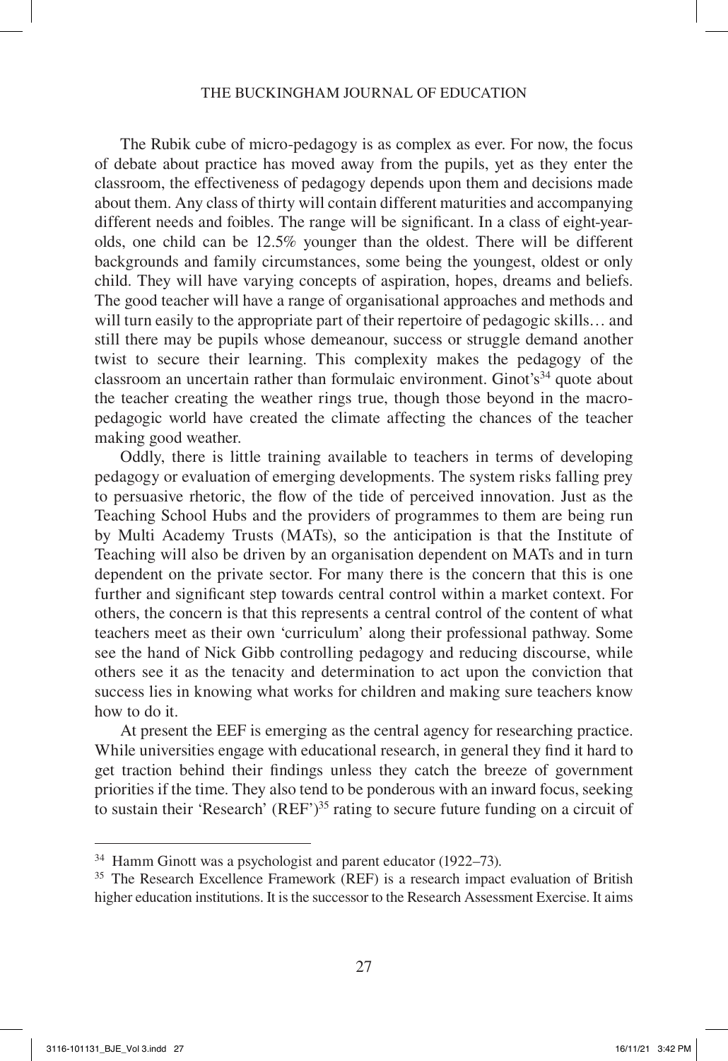The Rubik cube of micro-pedagogy is as complex as ever. For now, the focus of debate about practice has moved away from the pupils, yet as they enter the classroom, the effectiveness of pedagogy depends upon them and decisions made about them. Any class of thirty will contain different maturities and accompanying different needs and foibles. The range will be significant. In a class of eight-year-olds, one child can be 12.5% younger than the oldest. There will be different backgrounds and family circumstances, some being the youngest, oldest or only child. They will have varying concepts of aspiration, hopes, dreams and beliefs. The good teacher will have a range of organisational approaches and methods and will turn easily to the appropriate part of their repertoire of pedagogic skills… and still there may be pupils whose demeanour, success or struggle demand another twist to secure their learning. This complexity makes the pedagogy of the classroom an uncertain rather than formulaic environment. Ginot's[34] quote about the teacher creating the weather rings true, though those beyond in the macro-pedagogic world have created the climate affecting the chances of the teacher making good weather.

Oddly, there is little training available to teachers in terms of developing pedagogy or evaluation of emerging developments. The system risks falling prey to persuasive rhetoric, the flow of the tide of perceived innovation. Just as the Teaching School Hubs and the providers of programmes to them are being run by Multi Academy Trusts (MATs), so the anticipation is that the Institute of Teaching will also be driven by an organisation dependent on MATs and in turn dependent on the private sector. For many there is the concern that this is one further and significant step towards central control within a market context. For others, the concern is that this represents a central control of the content of what teachers meet as their own 'curriculum' along their professional pathway. Some see the hand of Nick Gibb controlling pedagogy and reducing discourse, while others see it as the tenacity and determination to act upon the conviction that success lies in knowing what works for children and making sure teachers know how to do it.

At present the EEF is emerging as the central agency for researching practice. While universities engage with educational research, in general they find it hard to get traction behind their findings unless they catch the breeze of government priorities if the time. They also tend to be ponderous with an inward focus, seeking to sustain their 'Research' (REF')[35] rating to secure future funding on a circuit of

---

[34] Hamm Ginott was a psychologist and parent educator (1922–73).

[35] The Research Excellence Framework (REF) is a research impact evaluation of British higher education institutions. It is the successor to the Research Assessment Exercise. It aims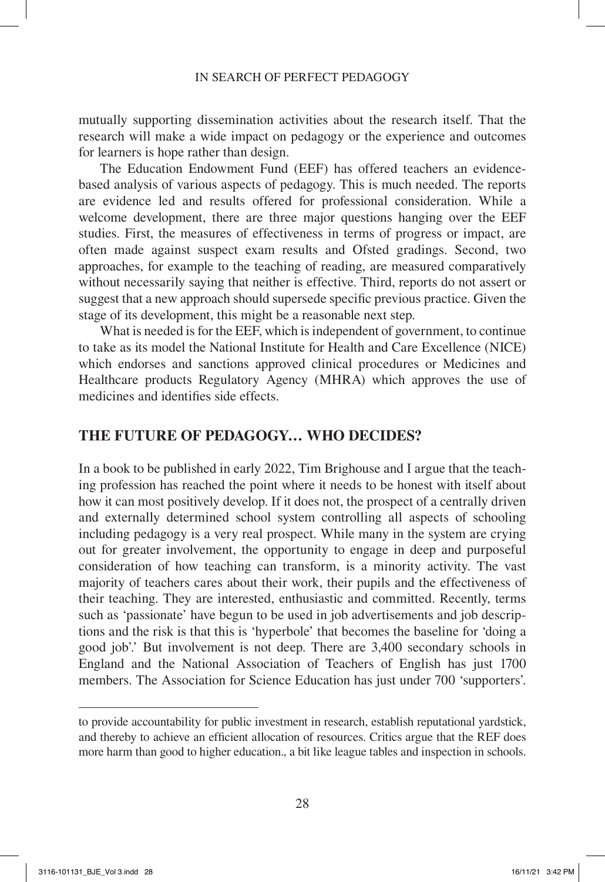mutually supporting dissemination activities about the research itself. That the research will make a wide impact on pedagogy or the experience and outcomes for learners is hope rather than design.

The Education Endowment Fund (EEF) has offered teachers an evidence-based analysis of various aspects of pedagogy. This is much needed. The reports are evidence led and results offered for professional consideration. While a welcome development, there are three major questions hanging over the EEF studies. First, the measures of effectiveness in terms of progress or impact, are often made against suspect exam results and Ofsted gradings. Second, two approaches, for example to the teaching of reading, are measured comparatively without necessarily saying that neither is effective. Third, reports do not assert or suggest that a new approach should supersede specific previous practice. Given the stage of its development, this might be a reasonable next step.

What is needed is for the EEF, which is independent of government, to continue to take as its model the National Institute for Health and Care Excellence (NICE) which endorses and sanctions approved clinical procedures or Medicines and Healthcare products Regulatory Agency (MHRA) which approves the use of medicines and identifies side effects.

## THE FUTURE OF PEDAGOGY… WHO DECIDES?

In a book to be published in early 2022, Tim Brighouse and I argue that the teaching profession has reached the point where it needs to be honest with itself about how it can most positively develop. If it does not, the prospect of a centrally driven and externally determined school system controlling all aspects of schooling including pedagogy is a very real prospect. While many in the system are crying out for greater involvement, the opportunity to engage in deep and purposeful consideration of how teaching can transform, is a minority activity. The vast majority of teachers cares about their work, their pupils and the effectiveness of their teaching. They are interested, enthusiastic and committed. Recently, terms such as 'passionate' have begun to be used in job advertisements and job descriptions and the risk is that this is 'hyperbole' that becomes the baseline for 'doing a good job'.' But involvement is not deep. There are 3,400 secondary schools in England and the National Association of Teachers of English has just 1700 members. The Association for Science Education has just under 700 'supporters'.

---

to provide accountability for public investment in research, establish reputational yardstick, and thereby to achieve an efficient allocation of resources. Critics argue that the REF does more harm than good to higher education., a bit like league tables and inspection in schools.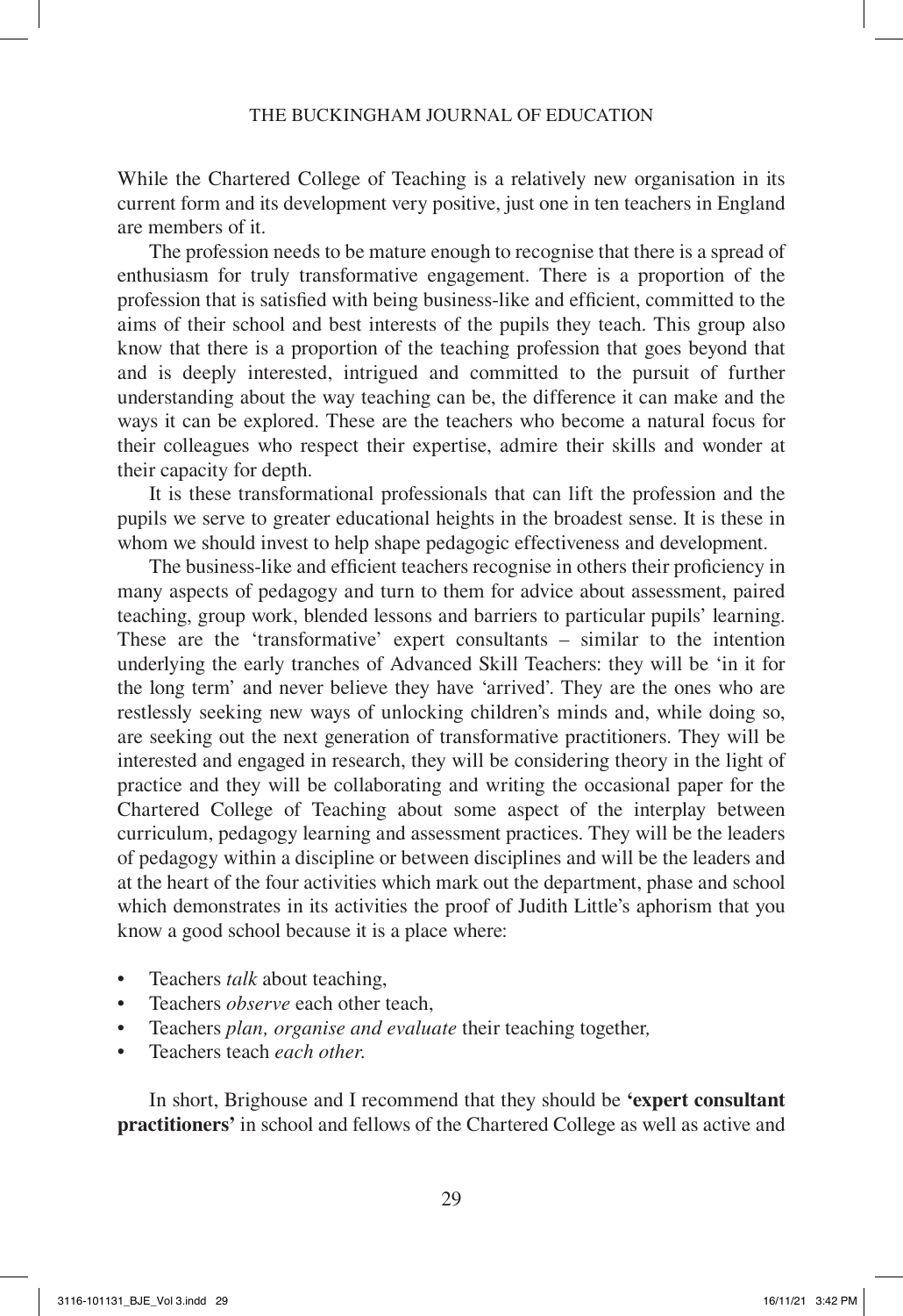While the Chartered College of Teaching is a relatively new organisation in its current form and its development very positive, just one in ten teachers in England are members of it.

The profession needs to be mature enough to recognise that there is a spread of enthusiasm for truly transformative engagement. There is a proportion of the profession that is satisfied with being business-like and efficient, committed to the aims of their school and best interests of the pupils they teach. This group also know that there is a proportion of the teaching profession that goes beyond that and is deeply interested, intrigued and committed to the pursuit of further understanding about the way teaching can be, the difference it can make and the ways it can be explored. These are the teachers who become a natural focus for their colleagues who respect their expertise, admire their skills and wonder at their capacity for depth.

It is these transformational professionals that can lift the profession and the pupils we serve to greater educational heights in the broadest sense. It is these in whom we should invest to help shape pedagogic effectiveness and development.

The business-like and efficient teachers recognise in others their proficiency in many aspects of pedagogy and turn to them for advice about assessment, paired teaching, group work, blended lessons and barriers to particular pupils' learning. These are the 'transformative' expert consultants – similar to the intention underlying the early tranches of Advanced Skill Teachers: they will be 'in it for the long term' and never believe they have 'arrived'. They are the ones who are restlessly seeking new ways of unlocking children's minds and, while doing so, are seeking out the next generation of transformative practitioners. They will be interested and engaged in research, they will be considering theory in the light of practice and they will be collaborating and writing the occasional paper for the Chartered College of Teaching about some aspect of the interplay between curriculum, pedagogy learning and assessment practices. They will be the leaders of pedagogy within a discipline or between disciplines and will be the leaders and at the heart of the four activities which mark out the department, phase and school which demonstrates in its activities the proof of Judith Little's aphorism that you know a good school because it is a place where:

- Teachers *talk* about teaching,
- Teachers *observe* each other teach,
- Teachers *plan, organise and evaluate* their teaching together,
- Teachers teach *each other*.

In short, Brighouse and I recommend that they should be **'expert consultant practitioners'** in school and fellows of the Chartered College as well as active and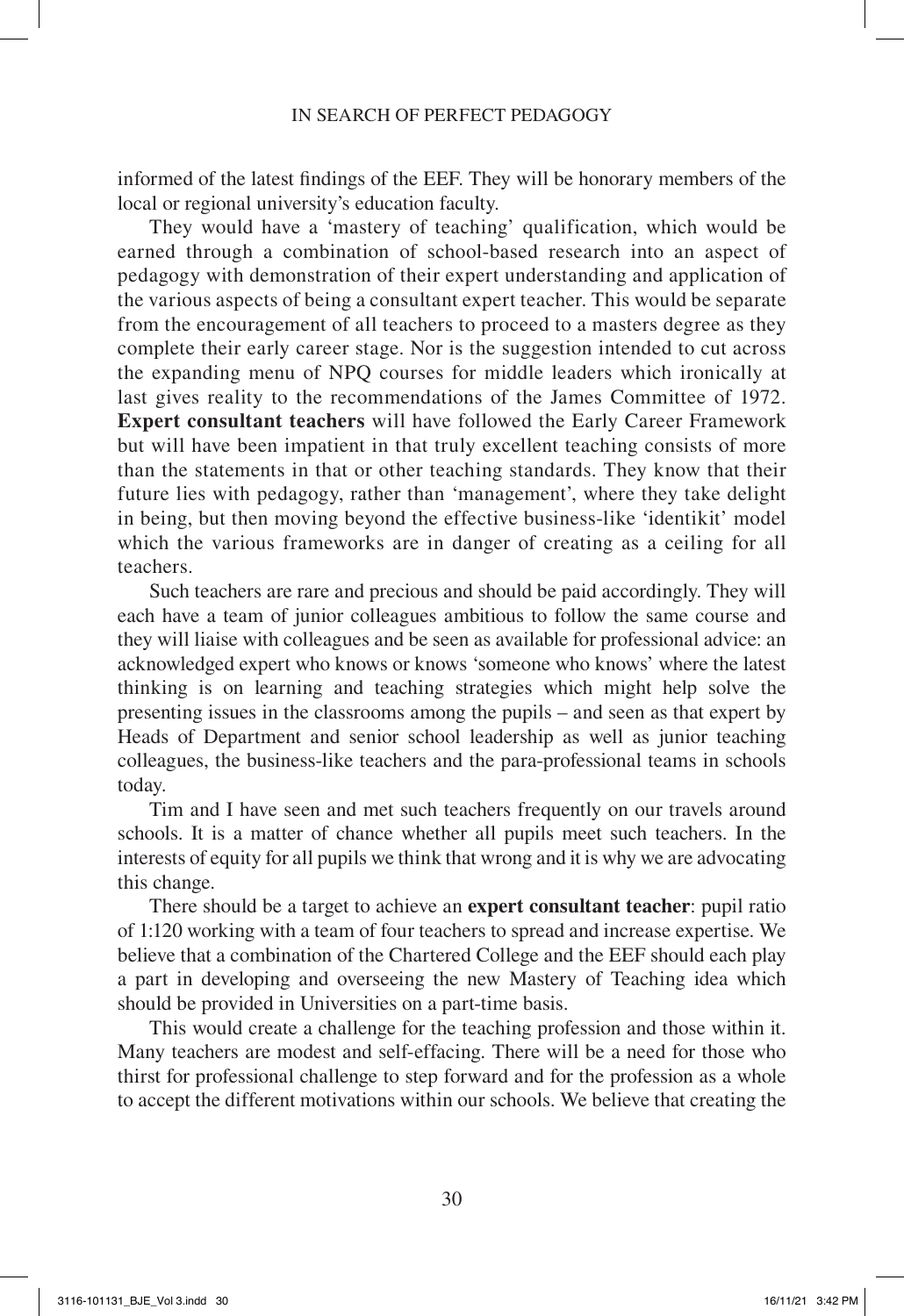informed of the latest findings of the EEF. They will be honorary members of the local or regional university's education faculty.

They would have a 'mastery of teaching' qualification, which would be earned through a combination of school-based research into an aspect of pedagogy with demonstration of their expert understanding and application of the various aspects of being a consultant expert teacher. This would be separate from the encouragement of all teachers to proceed to a masters degree as they complete their early career stage. Nor is the suggestion intended to cut across the expanding menu of NPQ courses for middle leaders which ironically at last gives reality to the recommendations of the James Committee of 1972. **Expert consultant teachers** will have followed the Early Career Framework but will have been impatient in that truly excellent teaching consists of more than the statements in that or other teaching standards. They know that their future lies with pedagogy, rather than 'management', where they take delight in being, but then moving beyond the effective business-like 'identikit' model which the various frameworks are in danger of creating as a ceiling for all teachers.

Such teachers are rare and precious and should be paid accordingly. They will each have a team of junior colleagues ambitious to follow the same course and they will liaise with colleagues and be seen as available for professional advice: an acknowledged expert who knows or knows 'someone who knows' where the latest thinking is on learning and teaching strategies which might help solve the presenting issues in the classrooms among the pupils – and seen as that expert by Heads of Department and senior school leadership as well as junior teaching colleagues, the business-like teachers and the para-professional teams in schools today.

Tim and I have seen and met such teachers frequently on our travels around schools. It is a matter of chance whether all pupils meet such teachers. In the interests of equity for all pupils we think that wrong and it is why we are advocating this change.

There should be a target to achieve an **expert consultant teacher**: pupil ratio of 1:120 working with a team of four teachers to spread and increase expertise. We believe that a combination of the Chartered College and the EEF should each play a part in developing and overseeing the new Mastery of Teaching idea which should be provided in Universities on a part-time basis.

This would create a challenge for the teaching profession and those within it. Many teachers are modest and self-effacing. There will be a need for those who thirst for professional challenge to step forward and for the profession as a whole to accept the different motivations within our schools. We believe that creating the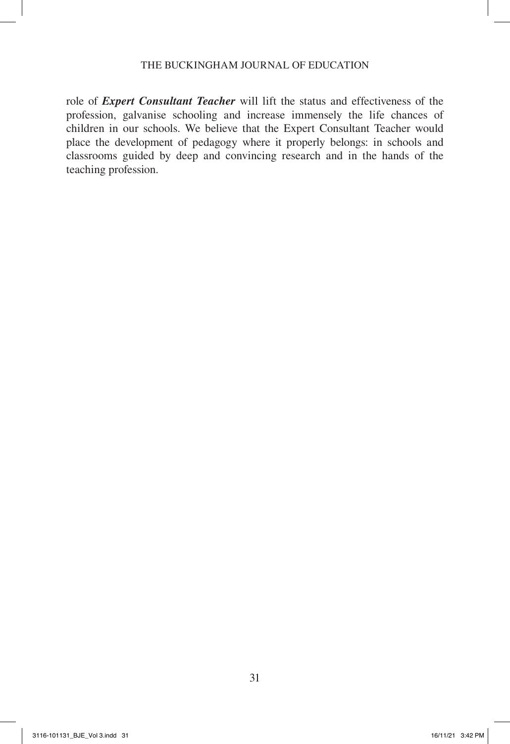role of ***Expert Consultant Teacher*** will lift the status and effectiveness of the profession, galvanise schooling and increase immensely the life chances of children in our schools. We believe that the Expert Consultant Teacher would place the development of pedagogy where it properly belongs: in schools and classrooms guided by deep and convincing research and in the hands of the teaching profession.